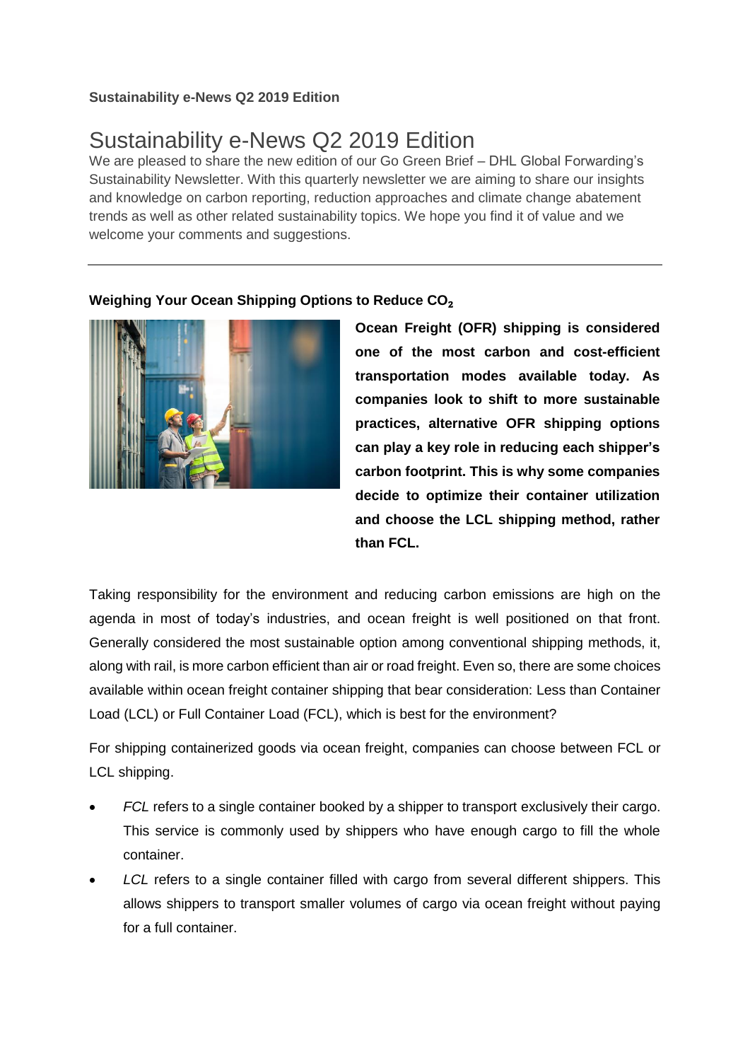**Sustainability e-News Q2 2019 Edition**

# Sustainability e-News Q2 2019 Edition

We are pleased to share the new edition of our Go Green Brief – DHL Global Forwarding's Sustainability Newsletter. With this quarterly newsletter we are aiming to share our insights and knowledge on carbon reporting, reduction approaches and climate change abatement trends as well as other related sustainability topics. We hope you find it of value and we welcome your comments and suggestions.

---

## Weighing Your Ocean Shipping Options to Reduce $CO_2$

**Ocean Freight (OFR) shipping is considered one of the most carbon and cost-efficient transportation modes available today. As companies look to shift to more sustainable practices, alternative OFR shipping options can play a key role in reducing each shipper's carbon footprint. This is why some companies decide to optimize their container utilization and choose the LCL shipping method, rather than FCL.**

Taking responsibility for the environment and reducing carbon emissions are high on the agenda in most of today's industries, and ocean freight is well positioned on that front. Generally considered the most sustainable option among conventional shipping methods, it, along with rail, is more carbon efficient than air or road freight. Even so, there are some choices available within ocean freight container shipping that bear consideration: Less than Container Load (LCL) or Full Container Load (FCL), which is best for the environment?

For shipping containerized goods via ocean freight, companies can choose between FCL or LCL shipping.

- *FCL* refers to a single container booked by a shipper to transport exclusively their cargo. This service is commonly used by shippers who have enough cargo to fill the whole container.
- *LCL* refers to a single container filled with cargo from several different shippers. This allows shippers to transport smaller volumes of cargo via ocean freight without paying for a full container.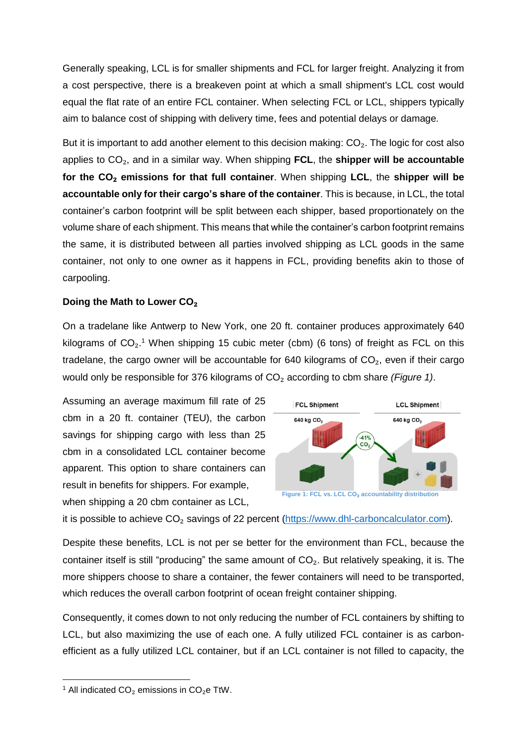Generally speaking, LCL is for smaller shipments and FCL for larger freight. Analyzing it from a cost perspective, there is a breakeven point at which a small shipment's LCL cost would equal the flat rate of an entire FCL container. When selecting FCL or LCL, shippers typically aim to balance cost of shipping with delivery time, fees and potential delays or damage.

But it is important to add another element to this decision making: $CO_2$. The logic for cost also applies to $CO_2$, and in a similar way. When shipping **FCL**, the **shipper will be accountable for the $CO_2$ emissions for that full container**. When shipping **LCL**, the **shipper will be accountable only for their cargo's share of the container**. This is because, in LCL, the total container's carbon footprint will be split between each shipper, based proportionately on the volume share of each shipment. This means that while the container's carbon footprint remains the same, it is distributed between all parties involved shipping as LCL goods in the same container, not only to one owner as it happens in FCL, providing benefits akin to those of carpooling.

**Doing the Math to Lower $CO_2$**

On a tradelane like Antwerp to New York, one 20 ft. container produces approximately 640 kilograms of $CO_2$.[1] When shipping 15 cubic meter (cbm) (6 tons) of freight as FCL on this tradelane, the cargo owner will be accountable for 640 kilograms of $CO_2$, even if their cargo would only be responsible for 376 kilograms of $CO_2$ according to cbm share *(Figure 1)*.

Assuming an average maximum fill rate of 25 cbm in a 20 ft. container (TEU), the carbon savings for shipping cargo with less than 25 cbm in a consolidated LCL container become apparent. This option to share containers can result in benefits for shippers. For example, when shipping a 20 cbm container as LCL, it is possible to achieve $CO_2$ savings of 22 percent (https://www.dhl-carboncalculator.com).

Figure 1: FCL vs. LCL $CO_2$ accountability distribution

Despite these benefits, LCL is not per se better for the environment than FCL, because the container itself is still "producing" the same amount of $CO_2$. But relatively speaking, it is. The more shippers choose to share a container, the fewer containers will need to be transported, which reduces the overall carbon footprint of ocean freight container shipping.

Consequently, it comes down to not only reducing the number of FCL containers by shifting to LCL, but also maximizing the use of each one. A fully utilized FCL container is as carbon-efficient as a fully utilized LCL container, but if an LCL container is not filled to capacity, the

[1] All indicated $CO_2$ emissions in $CO_2e$ TtW.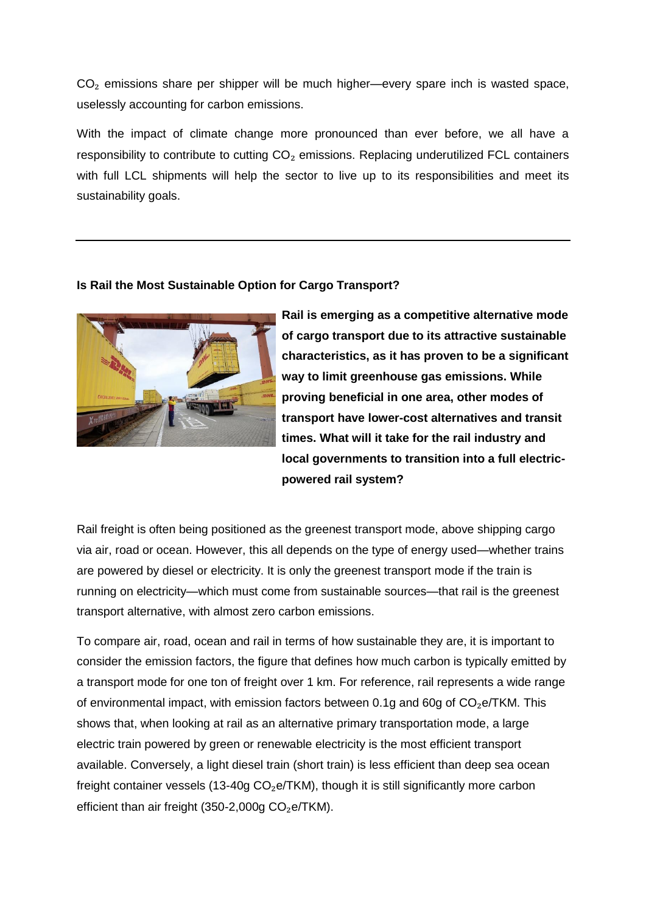$CO_2$ emissions share per shipper will be much higher—every spare inch is wasted space, uselessly accounting for carbon emissions.

With the impact of climate change more pronounced than ever before, we all have a responsibility to contribute to cutting $CO_2$ emissions. Replacing underutilized FCL containers with full LCL shipments will help the sector to live up to its responsibilities and meet its sustainability goals.

---

**Is Rail the Most Sustainable Option for Cargo Transport?**

**Rail is emerging as a competitive alternative mode of cargo transport due to its attractive sustainable characteristics, as it has proven to be a significant way to limit greenhouse gas emissions. While proving beneficial in one area, other modes of transport have lower-cost alternatives and transit times. What will it take for the rail industry and local governments to transition into a full electric-powered rail system?**

Rail freight is often being positioned as the greenest transport mode, above shipping cargo via air, road or ocean. However, this all depends on the type of energy used—whether trains are powered by diesel or electricity. It is only the greenest transport mode if the train is running on electricity—which must come from sustainable sources—that rail is the greenest transport alternative, with almost zero carbon emissions.

To compare air, road, ocean and rail in terms of how sustainable they are, it is important to consider the emission factors, the figure that defines how much carbon is typically emitted by a transport mode for one ton of freight over 1 km. For reference, rail represents a wide range of environmental impact, with emission factors between 0.1g and 60g of $CO_2e$/TKM. This shows that, when looking at rail as an alternative primary transportation mode, a large electric train powered by green or renewable electricity is the most efficient transport available. Conversely, a light diesel train (short train) is less efficient than deep sea ocean freight container vessels (13-40g $CO_2e$/TKM), though it is still significantly more carbon efficient than air freight (350-2,000g $CO_2e$/TKM).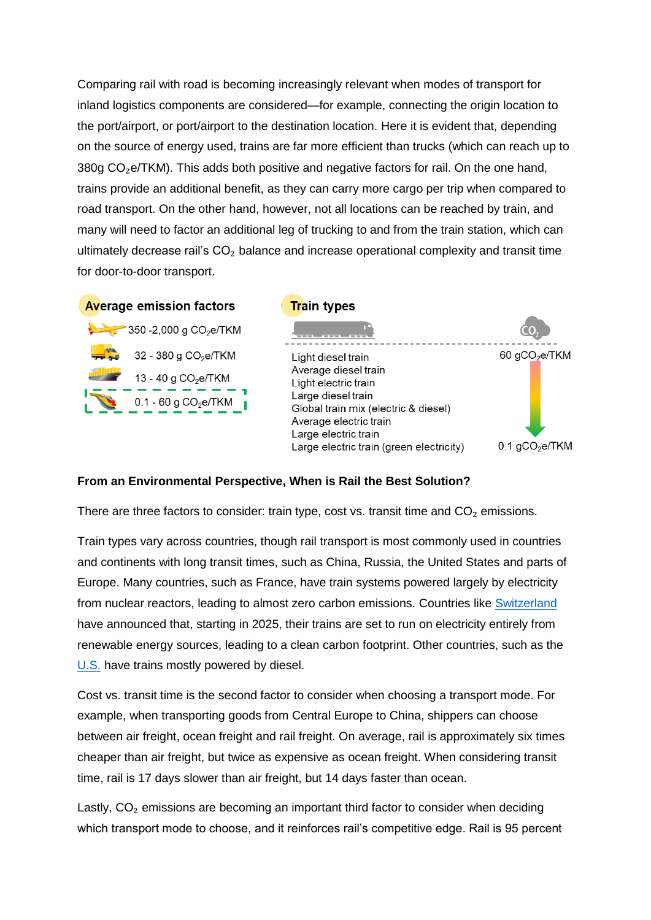Comparing rail with road is becoming increasingly relevant when modes of transport for inland logistics components are considered—for example, connecting the origin location to the port/airport, or port/airport to the destination location. Here it is evident that, depending on the source of energy used, trains are far more efficient than trucks (which can reach up to 380g $CO_2$e/TKM). This adds both positive and negative factors for rail. On the one hand, trains provide an additional benefit, as they can carry more cargo per trip when compared to road transport. On the other hand, however, not all locations can be reached by train, and many will need to factor an additional leg of trucking to and from the train station, which can ultimately decrease rail's $CO_2$ balance and increase operational complexity and transit time for door-to-door transport.

**Average emission factors**

- 350 -2,000 g $CO_2$e/TKM
- 32 - 380 g $CO_2$e/TKM
- 13 - 40 g $CO_2$e/TKM
- 0.1 - 60 g $CO_2$e/TKM

**Train types**

60 g$CO_2$e/TKM

- Light diesel train
- Average diesel train
- Light electric train
- Large diesel train
- Global train mix (electric & diesel)
- Average electric train
- Large electric train
- Large electric train (green electricity)

0.1 g$CO_2$e/TKM

**From an Environmental Perspective, When is Rail the Best Solution?**

There are three factors to consider: train type, cost vs. transit time and $CO_2$ emissions.

Train types vary across countries, though rail transport is most commonly used in countries and continents with long transit times, such as China, Russia, the United States and parts of Europe. Many countries, such as France, have train systems powered largely by electricity from nuclear reactors, leading to almost zero carbon emissions. Countries like Switzerland have announced that, starting in 2025, their trains are set to run on electricity entirely from renewable energy sources, leading to a clean carbon footprint. Other countries, such as the U.S. have trains mostly powered by diesel.

Cost vs. transit time is the second factor to consider when choosing a transport mode. For example, when transporting goods from Central Europe to China, shippers can choose between air freight, ocean freight and rail freight. On average, rail is approximately six times cheaper than air freight, but twice as expensive as ocean freight. When considering transit time, rail is 17 days slower than air freight, but 14 days faster than ocean.

Lastly, $CO_2$ emissions are becoming an important third factor to consider when deciding which transport mode to choose, and it reinforces rail's competitive edge. Rail is 95 percent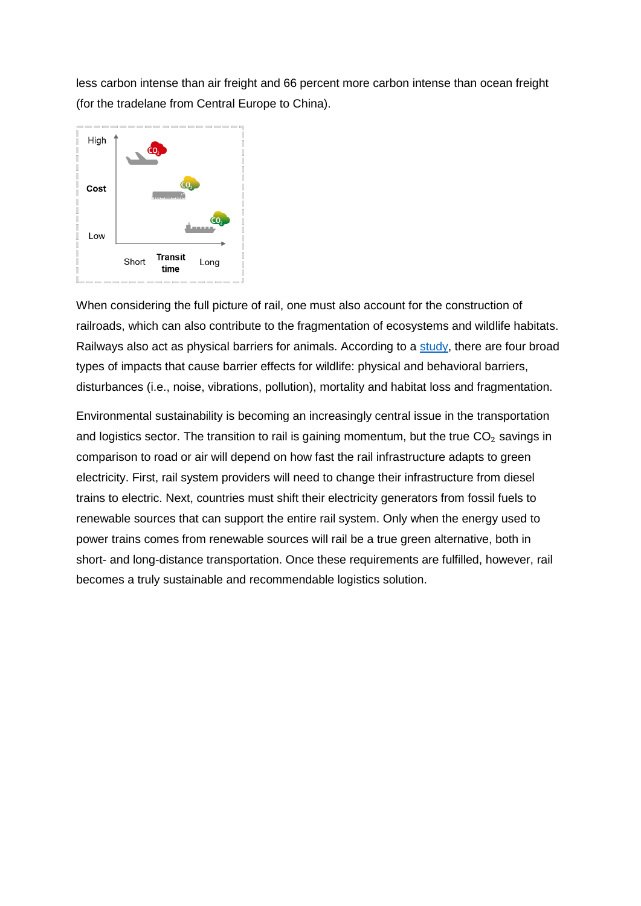less carbon intense than air freight and 66 percent more carbon intense than ocean freight (for the tradelane from Central Europe to China).

High

Cost

Low

Short

Transit time

Long

When considering the full picture of rail, one must also account for the construction of railroads, which can also contribute to the fragmentation of ecosystems and wildlife habitats. Railways also act as physical barriers for animals. According to a study, there are four broad types of impacts that cause barrier effects for wildlife: physical and behavioral barriers, disturbances (i.e., noise, vibrations, pollution), mortality and habitat loss and fragmentation.

Environmental sustainability is becoming an increasingly central issue in the transportation and logistics sector. The transition to rail is gaining momentum, but the true $CO_2$ savings in comparison to road or air will depend on how fast the rail infrastructure adapts to green electricity. First, rail system providers will need to change their infrastructure from diesel trains to electric. Next, countries must shift their electricity generators from fossil fuels to renewable sources that can support the entire rail system. Only when the energy used to power trains comes from renewable sources will rail be a true green alternative, both in short- and long-distance transportation. Once these requirements are fulfilled, however, rail becomes a truly sustainable and recommendable logistics solution.